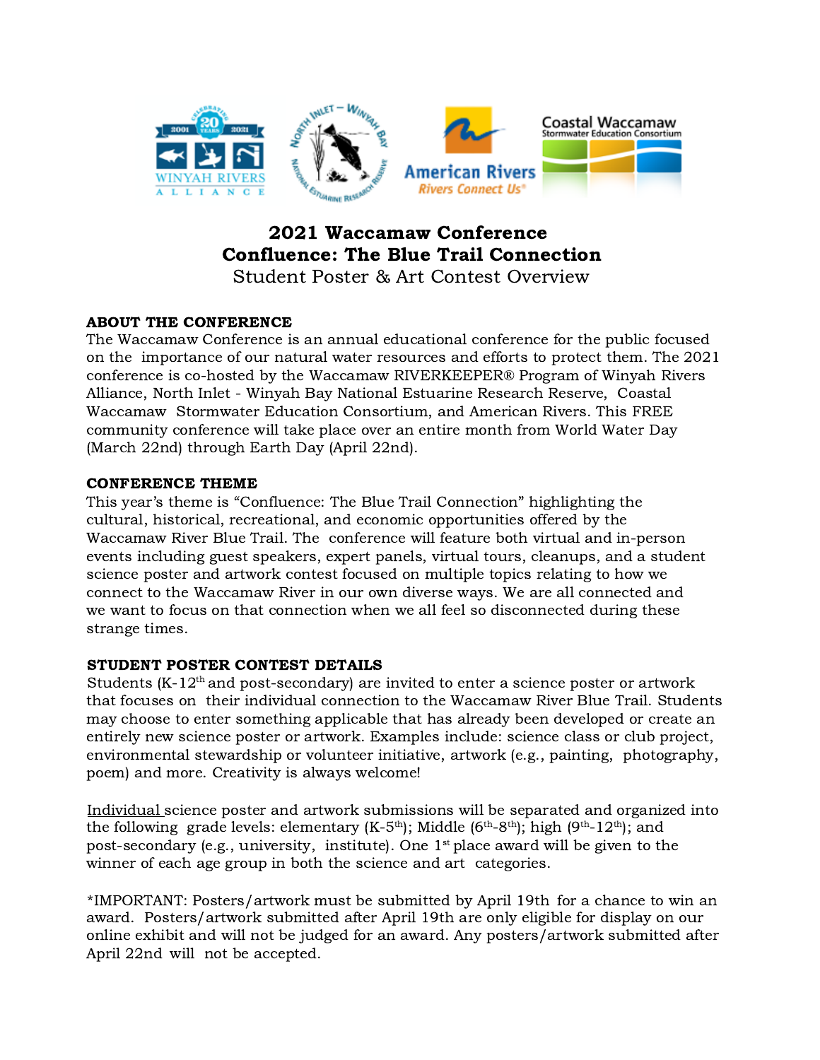# 2021 Waccamaw Conference
# Confluence: The Blue Trail Connection
## Student Poster & Art Contest Overview

**ABOUT THE CONFERENCE**

The Waccamaw Conference is an annual educational conference for the public focused on the importance of our natural water resources and efforts to protect them. The 2021 conference is co-hosted by the Waccamaw RIVERKEEPER® Program of Winyah Rivers Alliance, North Inlet - Winyah Bay National Estuarine Research Reserve, Coastal Waccamaw Stormwater Education Consortium, and American Rivers. This FREE community conference will take place over an entire month from World Water Day (March 22nd) through Earth Day (April 22nd).

**CONFERENCE THEME**

This year's theme is "Confluence: The Blue Trail Connection" highlighting the cultural, historical, recreational, and economic opportunities offered by the Waccamaw River Blue Trail. The conference will feature both virtual and in-person events including guest speakers, expert panels, virtual tours, cleanups, and a student science poster and artwork contest focused on multiple topics relating to how we connect to the Waccamaw River in our own diverse ways. We are all connected and we want to focus on that connection when we all feel so disconnected during these strange times.

**STUDENT POSTER CONTEST DETAILS**

Students (K-12th and post-secondary) are invited to enter a science poster or artwork that focuses on their individual connection to the Waccamaw River Blue Trail. Students may choose to enter something applicable that has already been developed or create an entirely new science poster or artwork. Examples include: science class or club project, environmental stewardship or volunteer initiative, artwork (e.g., painting, photography, poem) and more. Creativity is always welcome!

<u>Individual</u> science poster and artwork submissions will be separated and organized into the following grade levels: elementary (K-5th); Middle (6th-8th); high (9th-12th); and post-secondary (e.g., university, institute). One 1st place award will be given to the winner of each age group in both the science and art categories.

*IMPORTANT: Posters/artwork must be submitted by April 19th for a chance to win an award. Posters/artwork submitted after April 19th are only eligible for display on our online exhibit and will not be judged for an award. Any posters/artwork submitted after April 22nd will not be accepted.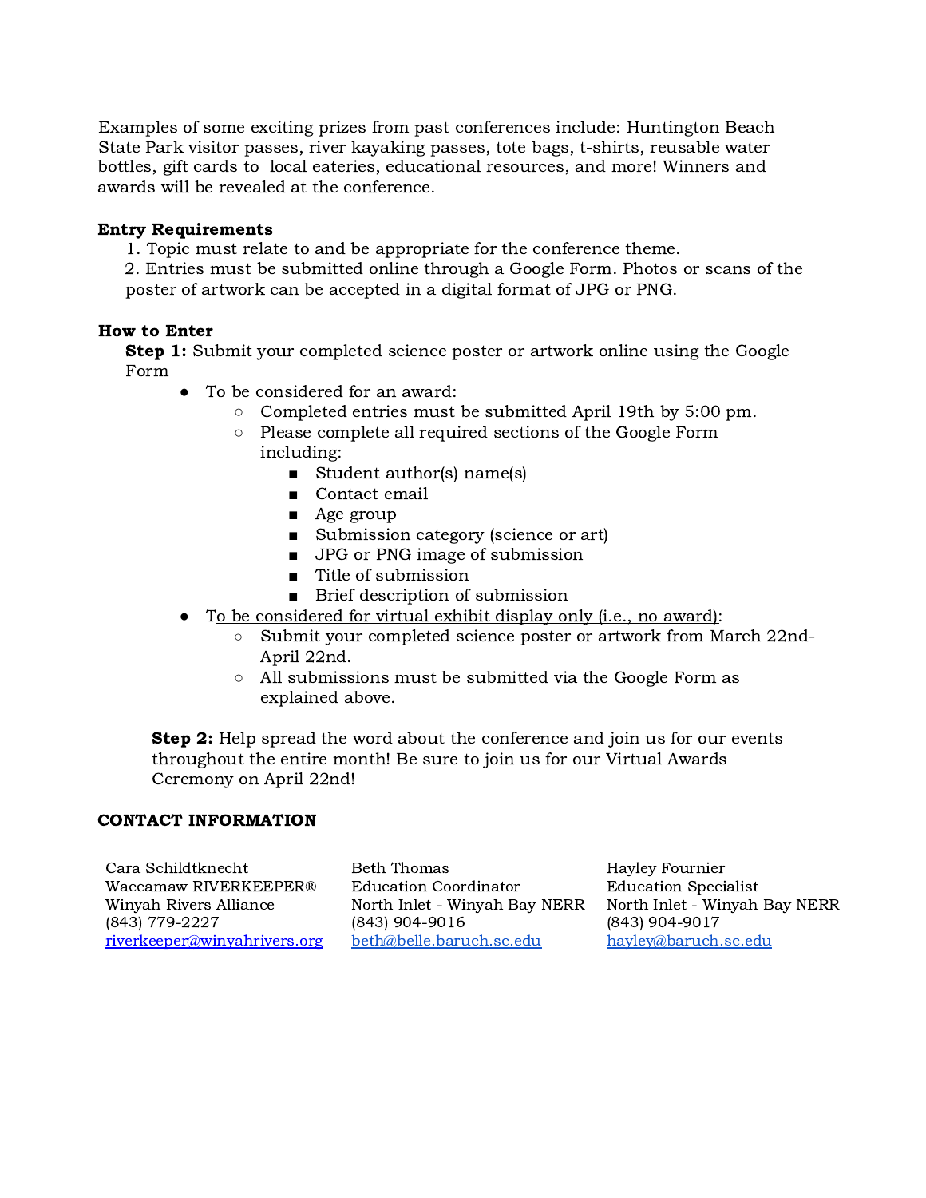Examples of some exciting prizes from past conferences include: Huntington Beach State Park visitor passes, river kayaking passes, tote bags, t-shirts, reusable water bottles, gift cards to local eateries, educational resources, and more! Winners and awards will be revealed at the conference.

**Entry Requirements**

1. Topic must relate to and be appropriate for the conference theme.
2. Entries must be submitted online through a Google Form. Photos or scans of the poster of artwork can be accepted in a digital format of JPG or PNG.

**How to Enter**

**Step 1:** Submit your completed science poster or artwork online using the Google Form

- To be considered for an award:
    - Completed entries must be submitted April 19th by 5:00 pm.
    - Please complete all required sections of the Google Form including:
        - Student author(s) name(s)
        - Contact email
        - Age group
        - Submission category (science or art)
        - JPG or PNG image of submission
        - Title of submission
        - Brief description of submission
- To be considered for virtual exhibit display only (i.e., no award):
    - Submit your completed science poster or artwork from March 22nd-April 22nd.
    - All submissions must be submitted via the Google Form as explained above.

**Step 2:** Help spread the word about the conference and join us for our events throughout the entire month! Be sure to join us for our Virtual Awards Ceremony on April 22nd!

**CONTACT INFORMATION**

Cara Schildtknecht
Waccamaw RIVERKEEPER®
Winyah Rivers Alliance
(843) 779-2227
riverkeeper@winyahrivers.org

Beth Thomas
Education Coordinator
North Inlet - Winyah Bay NERR
(843) 904-9016
beth@belle.baruch.sc.edu

Hayley Fournier
Education Specialist
North Inlet - Winyah Bay NERR
(843) 904-9017
hayley@baruch.sc.edu